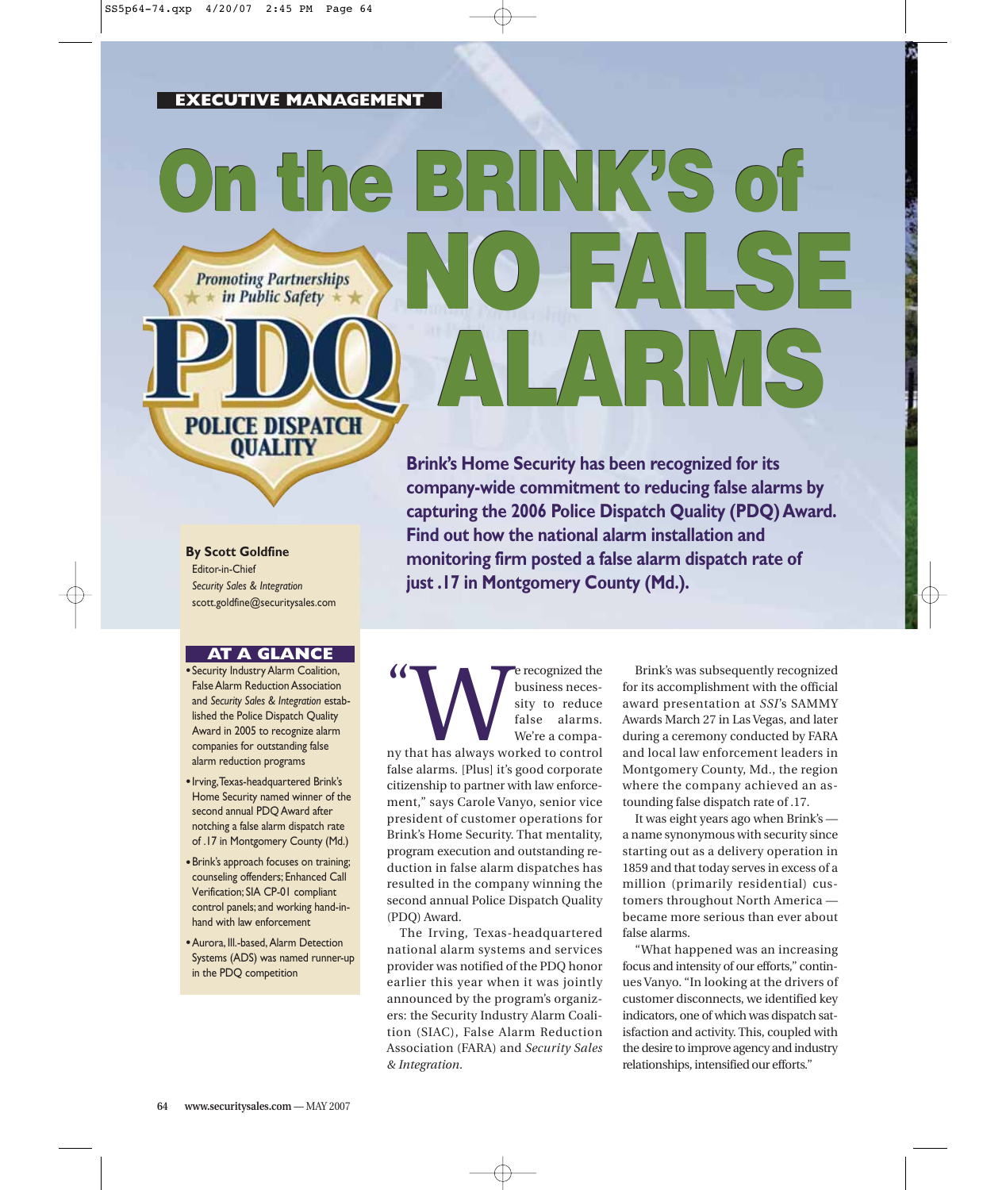EXECUTIVE MANAGEMENT

# On the BRINK'S of NO FALSE ALARMS

Promoting Partnerships in Public Safety

PDQ

POLICE DISPATCH QUALITY

**Brink's Home Security has been recognized for its company-wide commitment to reducing false alarms by capturing the 2006 Police Dispatch Quality (PDQ) Award. Find out how the national alarm installation and monitoring firm posted a false alarm dispatch rate of just .17 in Montgomery County (Md.).**

**By Scott Goldfine**
Editor-in-Chief
*Security Sales & Integration*
scott.goldfine@securitysales.com

## AT A GLANCE

- Security Industry Alarm Coalition, False Alarm Reduction Association and *Security Sales & Integration* established the Police Dispatch Quality Award in 2005 to recognize alarm companies for outstanding false alarm reduction programs
- Irving, Texas-headquartered Brink's Home Security named winner of the second annual PDQ Award after notching a false alarm dispatch rate of .17 in Montgomery County (Md.)
- Brink's approach focuses on training; counseling offenders; Enhanced Call Verification; SIA CP-01 compliant control panels; and working hand-in-hand with law enforcement
- Aurora, Ill.-based, Alarm Detection Systems (ADS) was named runner-up in the PDQ competition

"We recognized the business necessity to reduce false alarms. We're a company that has always worked to control false alarms. [Plus] it's good corporate citizenship to partner with law enforcement," says Carole Vanyo, senior vice president of customer operations for Brink's Home Security. That mentality, program execution and outstanding reduction in false alarm dispatches has resulted in the company winning the second annual Police Dispatch Quality (PDQ) Award.

The Irving, Texas-headquartered national alarm systems and services provider was notified of the PDQ honor earlier this year when it was jointly announced by the program's organizers: the Security Industry Alarm Coalition (SIAC), False Alarm Reduction Association (FARA) and *Security Sales & Integration*.

Brink's was subsequently recognized for its accomplishment with the official award presentation at *SSI*'s SAMMY Awards March 27 in Las Vegas, and later during a ceremony conducted by FARA and local law enforcement leaders in Montgomery County, Md., the region where the company achieved an astounding false dispatch rate of .17.

It was eight years ago when Brink's — a name synonymous with security since starting out as a delivery operation in 1859 and that today serves in excess of a million (primarily residential) customers throughout North America — became more serious than ever about false alarms.

"What happened was an increasing focus and intensity of our efforts," continues Vanyo. "In looking at the drivers of customer disconnects, we identified key indicators, one of which was dispatch satisfaction and activity. This, coupled with the desire to improve agency and industry relationships, intensified our efforts."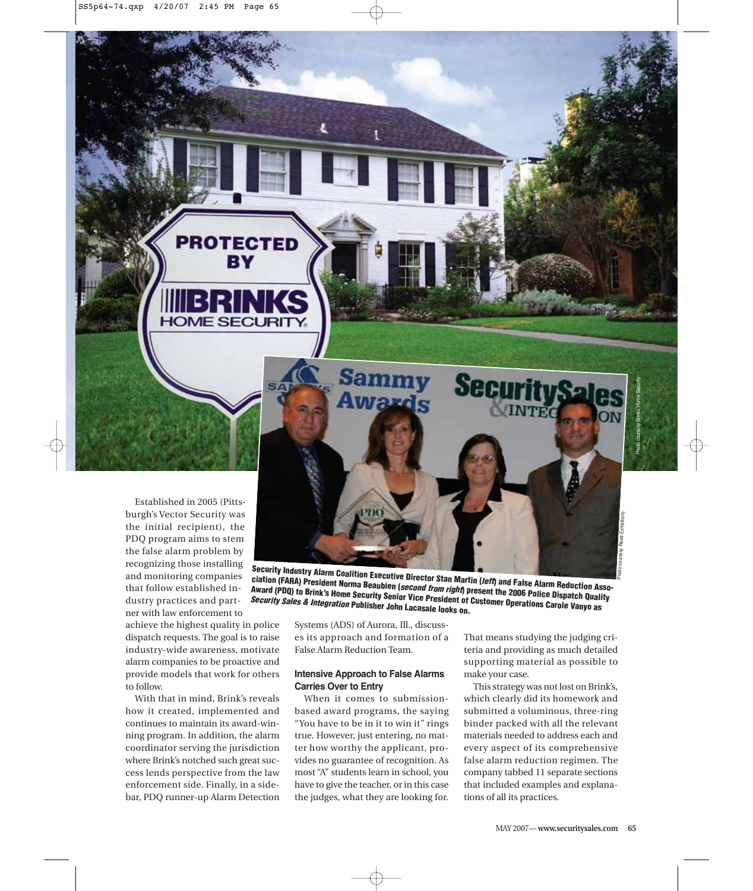Security Industry Alarm Coalition Executive Director Stan Martin (*left*) and False Alarm Reduction Association (FARA) President Norma Beaubien (*second from right*) present the 2006 Police Dispatch Quality Award (PDQ) to Brink's Home Security Senior Vice President of Customer Operations Carole Vanyo as *Security Sales & Integration* Publisher John Lacasale looks on.

Established in 2005 (Pittsburgh's Vector Security was the initial recipient), the PDQ program aims to stem the false alarm problem by recognizing those installing and monitoring companies that follow established industry practices and partner with law enforcement to achieve the highest quality in police dispatch requests. The goal is to raise industry-wide awareness, motivate alarm companies to be proactive and provide models that work for others to follow.

With that in mind, Brink's reveals how it created, implemented and continues to maintain its award-winning program. In addition, the alarm coordinator serving the jurisdiction where Brink's notched such great success lends perspective from the law enforcement side. Finally, in a sidebar, PDQ runner-up Alarm Detection Systems (ADS) of Aurora, Ill., discusses its approach and formation of a False Alarm Reduction Team.

## Intensive Approach to False Alarms Carries Over to Entry

When it comes to submission-based award programs, the saying "You have to be in it to win it" rings true. However, just entering, no matter how worthy the applicant, provides no guarantee of recognition. As most "A" students learn in school, you have to give the teacher, or in this case the judges, what they are looking for. That means studying the judging criteria and providing as much detailed supporting material as possible to make your case.

This strategy was not lost on Brink's, which clearly did its homework and submitted a voluminous, three-ring binder packed with all the relevant materials needed to address each and every aspect of its comprehensive false alarm reduction regimen. The company tabbed 11 separate sections that included examples and explanations of all its practices.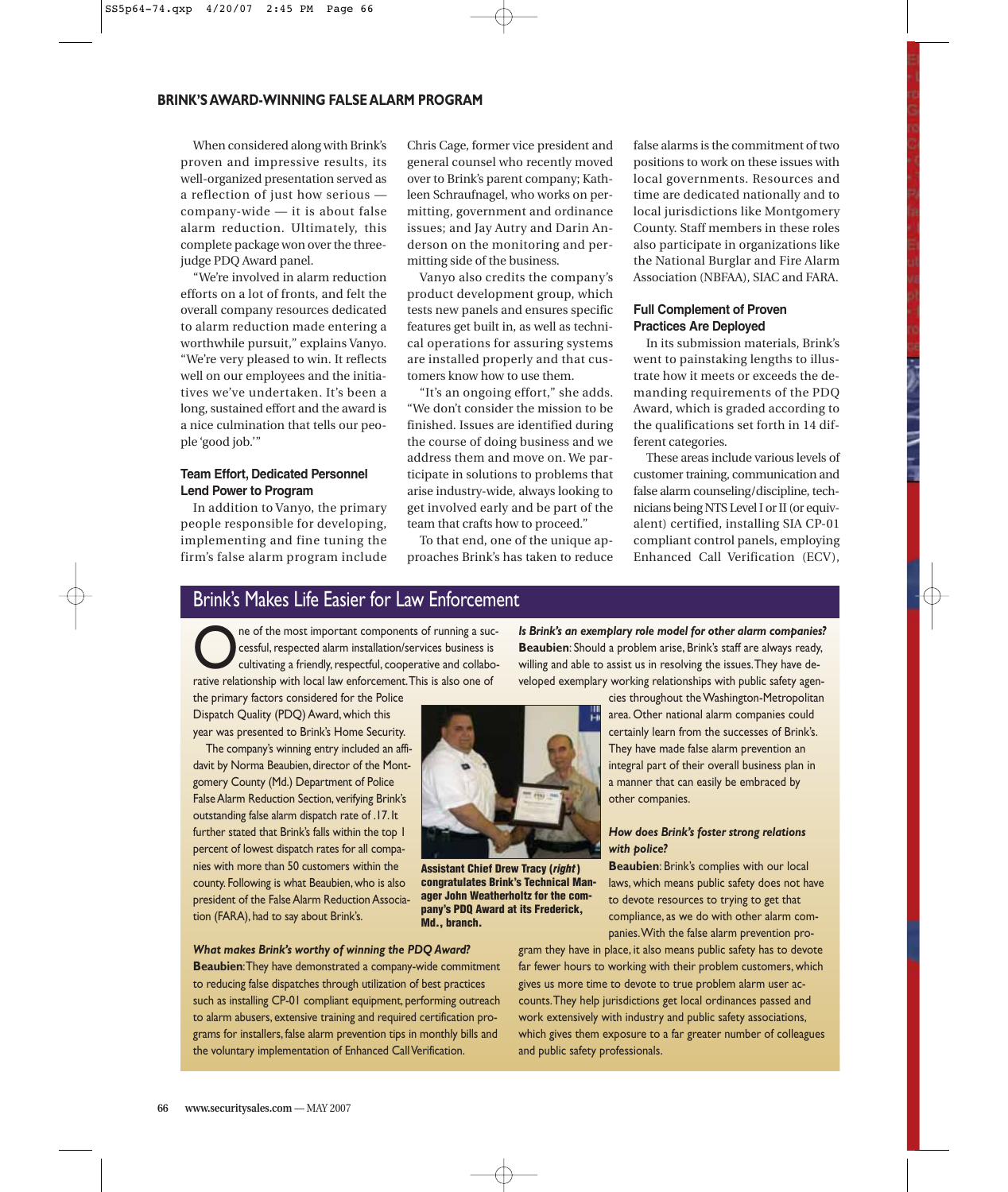## BRINK'S AWARD-WINNING FALSE ALARM PROGRAM

When considered along with Brink's proven and impressive results, its well-organized presentation served as a reflection of just how serious — company-wide — it is about false alarm reduction. Ultimately, this complete package won over the three-judge PDQ Award panel.

"We're involved in alarm reduction efforts on a lot of fronts, and felt the overall company resources dedicated to alarm reduction made entering a worthwhile pursuit," explains Vanyo. "We're very pleased to win. It reflects well on our employees and the initiatives we've undertaken. It's been a long, sustained effort and the award is a nice culmination that tells our people 'good job.'"

### Team Effort, Dedicated Personnel Lend Power to Program

In addition to Vanyo, the primary people responsible for developing, implementing and fine tuning the firm's false alarm program include Chris Cage, former vice president and general counsel who recently moved over to Brink's parent company; Kathleen Schraufnagel, who works on permitting, government and ordinance issues; and Jay Autry and Darin Anderson on the monitoring and permitting side of the business.

Vanyo also credits the company's product development group, which tests new panels and ensures specific features get built in, as well as technical operations for assuring systems are installed properly and that customers know how to use them.

"It's an ongoing effort," she adds. "We don't consider the mission to be finished. Issues are identified during the course of doing business and we address them and move on. We participate in solutions to problems that arise industry-wide, always looking to get involved early and be part of the team that crafts how to proceed."

To that end, one of the unique approaches Brink's has taken to reduce false alarms is the commitment of two positions to work on these issues with local governments. Resources and time are dedicated nationally and to local jurisdictions like Montgomery County. Staff members in these roles also participate in organizations like the National Burglar and Fire Alarm Association (NBFAA), SIAC and FARA.

### Full Complement of Proven Practices Are Deployed

In its submission materials, Brink's went to painstaking lengths to illustrate how it meets or exceeds the demanding requirements of the PDQ Award, which is graded according to the qualifications set forth in 14 different categories.

These areas include various levels of customer training, communication and false alarm counseling/discipline, technicians being NTS Level I or II (or equivalent) certified, installing SIA CP-01 compliant control panels, employing Enhanced Call Verification (ECV),

## Brink's Makes Life Easier for Law Enforcement

One of the most important components of running a successful, respected alarm installation/services business is cultivating a friendly, respectful, cooperative and collaborative relationship with local law enforcement. This is also one of the primary factors considered for the Police Dispatch Quality (PDQ) Award, which this year was presented to Brink's Home Security.

The company's winning entry included an affidavit by Norma Beaubien, director of the Montgomery County (Md.) Department of Police False Alarm Reduction Section, verifying Brink's outstanding false alarm dispatch rate of .17. It further stated that Brink's falls within the top 1 percent of lowest dispatch rates for all companies with more than 50 customers within the county. Following is what Beaubien, who is also president of the False Alarm Reduction Association (FARA), had to say about Brink's.

**Assistant Chief Drew Tracy (*right*) congratulates Brink's Technical Manager John Weatherholtz for the company's PDQ Award at its Frederick, Md., branch.**

***What makes Brink's worthy of winning the PDQ Award?***

**Beaubien**: They have demonstrated a company-wide commitment to reducing false dispatches through utilization of best practices such as installing CP-01 compliant equipment, performing outreach to alarm abusers, extensive training and required certification programs for installers, false alarm prevention tips in monthly bills and the voluntary implementation of Enhanced Call Verification.

***Is Brink's an exemplary role model for other alarm companies?***

**Beaubien**: Should a problem arise, Brink's staff are always ready, willing and able to assist us in resolving the issues. They have developed exemplary working relationships with public safety agencies throughout the Washington-Metropolitan area. Other national alarm companies could certainly learn from the successes of Brink's. They have made false alarm prevention an integral part of their overall business plan in a manner that can easily be embraced by other companies.

***How does Brink's foster strong relations with police?***

**Beaubien**: Brink's complies with our local laws, which means public safety does not have to devote resources to trying to get that compliance, as we do with other alarm companies. With the false alarm prevention program they have in place, it also means public safety has to devote far fewer hours to working with their problem customers, which gives us more time to devote to true problem alarm user accounts. They help jurisdictions get local ordinances passed and work extensively with industry and public safety associations, which gives them exposure to a far greater number of colleagues and public safety professionals.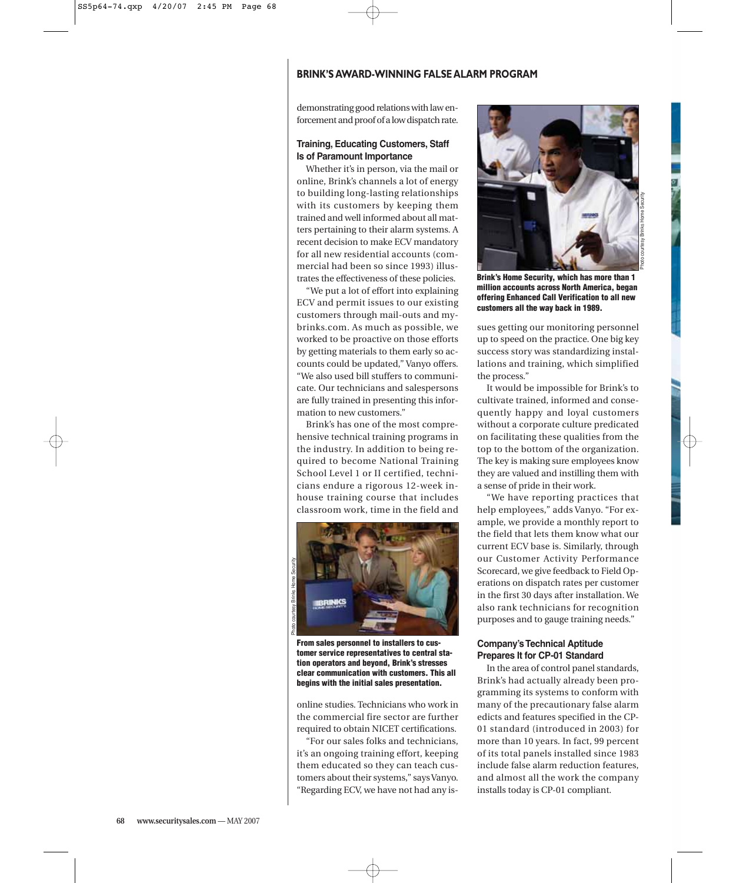demonstrating good relations with law enforcement and proof of a low dispatch rate.

### Training, Educating Customers, Staff Is of Paramount Importance

Whether it's in person, via the mail or online, Brink's channels a lot of energy to building long-lasting relationships with its customers by keeping them trained and well informed about all matters pertaining to their alarm systems. A recent decision to make ECV mandatory for all new residential accounts (commercial had been so since 1993) illustrates the effectiveness of these policies.

"We put a lot of effort into explaining ECV and permit issues to our existing customers through mail-outs and mybrinks.com. As much as possible, we worked to be proactive on those efforts by getting materials to them early so accounts could be updated," Vanyo offers. "We also used bill stuffers to communicate. Our technicians and salespersons are fully trained in presenting this information to new customers."

Brink's has one of the most comprehensive technical training programs in the industry. In addition to being required to become National Training School Level 1 or II certified, technicians endure a rigorous 12-week in-house training course that includes classroom work, time in the field and online studies. Technicians who work in the commercial fire sector are further required to obtain NICET certifications.

**From sales personnel to installers to customer service representatives to central station operators and beyond, Brink's stresses clear communication with customers. This all begins with the initial sales presentation.**

"For our sales folks and technicians, it's an ongoing training effort, keeping them educated so they can teach customers about their systems," says Vanyo. "Regarding ECV, we have not had any issues getting our monitoring personnel up to speed on the practice. One big key success story was standardizing installations and training, which simplified the process."

**Brink's Home Security, which has more than 1 million accounts across North America, began offering Enhanced Call Verification to all new customers all the way back in 1989.**

It would be impossible for Brink's to cultivate trained, informed and consequently happy and loyal customers without a corporate culture predicated on facilitating these qualities from the top to the bottom of the organization. The key is making sure employees know they are valued and instilling them with a sense of pride in their work.

"We have reporting practices that help employees," adds Vanyo. "For example, we provide a monthly report to the field that lets them know what our current ECV base is. Similarly, through our Customer Activity Performance Scorecard, we give feedback to Field Operations on dispatch rates per customer in the first 30 days after installation. We also rank technicians for recognition purposes and to gauge training needs."

### Company's Technical Aptitude Prepares It for CP-01 Standard

In the area of control panel standards, Brink's had actually already been programming its systems to conform with many of the precautionary false alarm edicts and features specified in the CP-01 standard (introduced in 2003) for more than 10 years. In fact, 99 percent of its total panels installed since 1983 include false alarm reduction features, and almost all the work the company installs today is CP-01 compliant.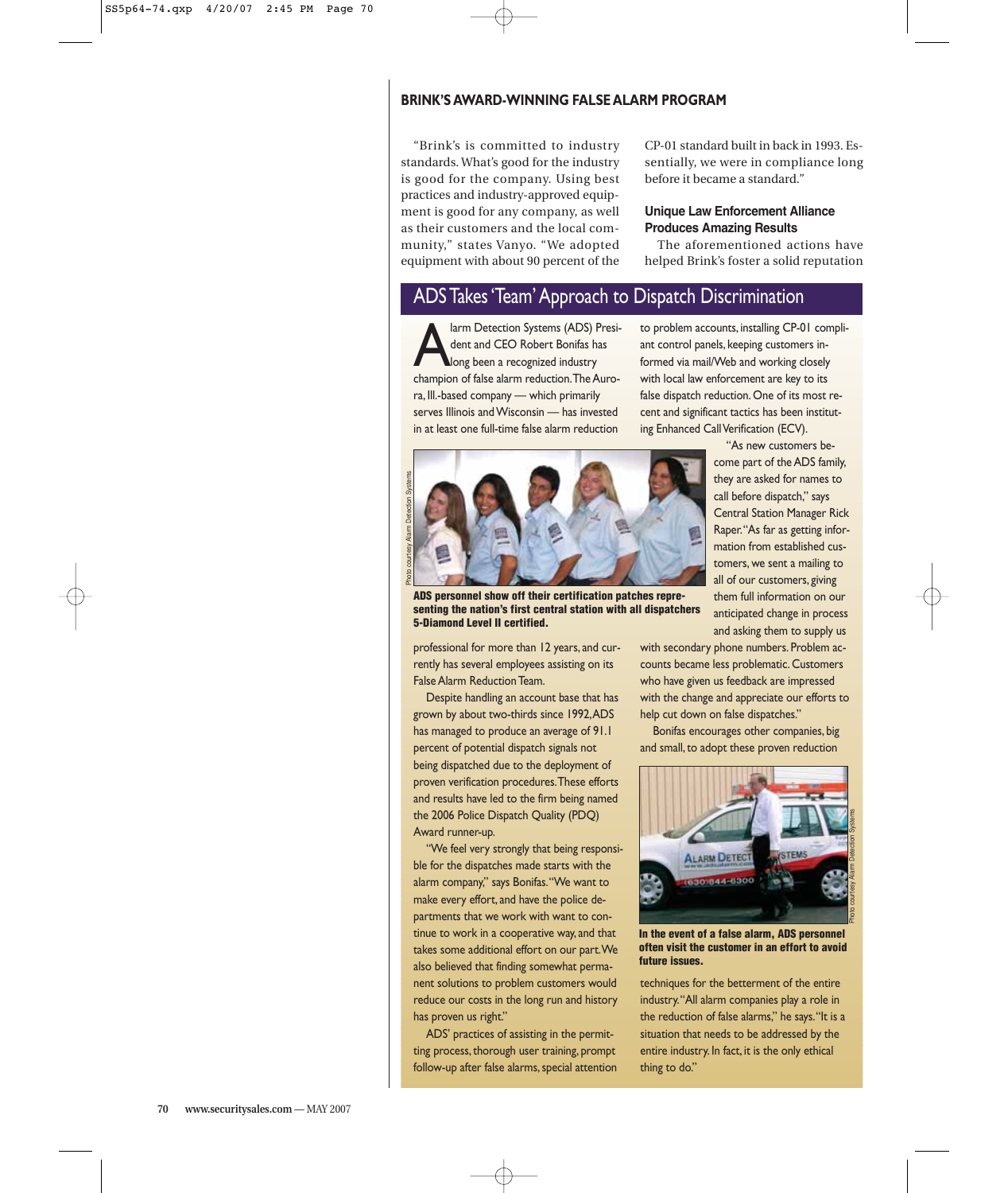"Brink's is committed to industry standards. What's good for the industry is good for the company. Using best practices and industry-approved equipment is good for any company, as well as their customers and the local community," states Vanyo. "We adopted equipment with about 90 percent of the CP-01 standard built in back in 1993. Essentially, we were in compliance long before it became a standard."

### Unique Law Enforcement Alliance Produces Amazing Results

The aforementioned actions have helped Brink's foster a solid reputation

## ADS Takes 'Team' Approach to Dispatch Discrimination

Alarm Detection Systems (ADS) President and CEO Robert Bonifas has long been a recognized industry champion of false alarm reduction. The Aurora, Ill.-based company — which primarily serves Illinois and Wisconsin — has invested in at least one full-time false alarm reduction professional for more than 12 years, and currently has several employees assisting on its False Alarm Reduction Team.

ADS personnel show off their certification patches representing the nation's first central station with all dispatchers 5-Diamond Level II certified.

Despite handling an account base that has grown by about two-thirds since 1992, ADS has managed to produce an average of 91.1 percent of potential dispatch signals not being dispatched due to the deployment of proven verification procedures. These efforts and results have led to the firm being named the 2006 Police Dispatch Quality (PDQ) Award runner-up.

"We feel very strongly that being responsible for the dispatches made starts with the alarm company," says Bonifas. "We want to make every effort, and have the police departments that we work with want to continue to work in a cooperative way, and that takes some additional effort on our part. We also believed that finding somewhat permanent solutions to problem customers would reduce our costs in the long run and history has proven us right."

ADS' practices of assisting in the permitting process, thorough user training, prompt follow-up after false alarms, special attention to problem accounts, installing CP-01 compliant control panels, keeping customers informed via mail/Web and working closely with local law enforcement are key to its false dispatch reduction. One of its most recent and significant tactics has been instituting Enhanced Call Verification (ECV).

"As new customers become part of the ADS family, they are asked for names to call before dispatch," says Central Station Manager Rick Raper. "As far as getting information from established customers, we sent a mailing to all of our customers, giving them full information on our anticipated change in process and asking them to supply us with secondary phone numbers. Problem accounts became less problematic. Customers who have given us feedback are impressed with the change and appreciate our efforts to help cut down on false dispatches."

Bonifas encourages other companies, big and small, to adopt these proven reduction techniques for the betterment of the entire industry. "All alarm companies play a role in the reduction of false alarms," he says. "It is a situation that needs to be addressed by the entire industry. In fact, it is the only ethical thing to do."

In the event of a false alarm, ADS personnel often visit the customer in an effort to avoid future issues.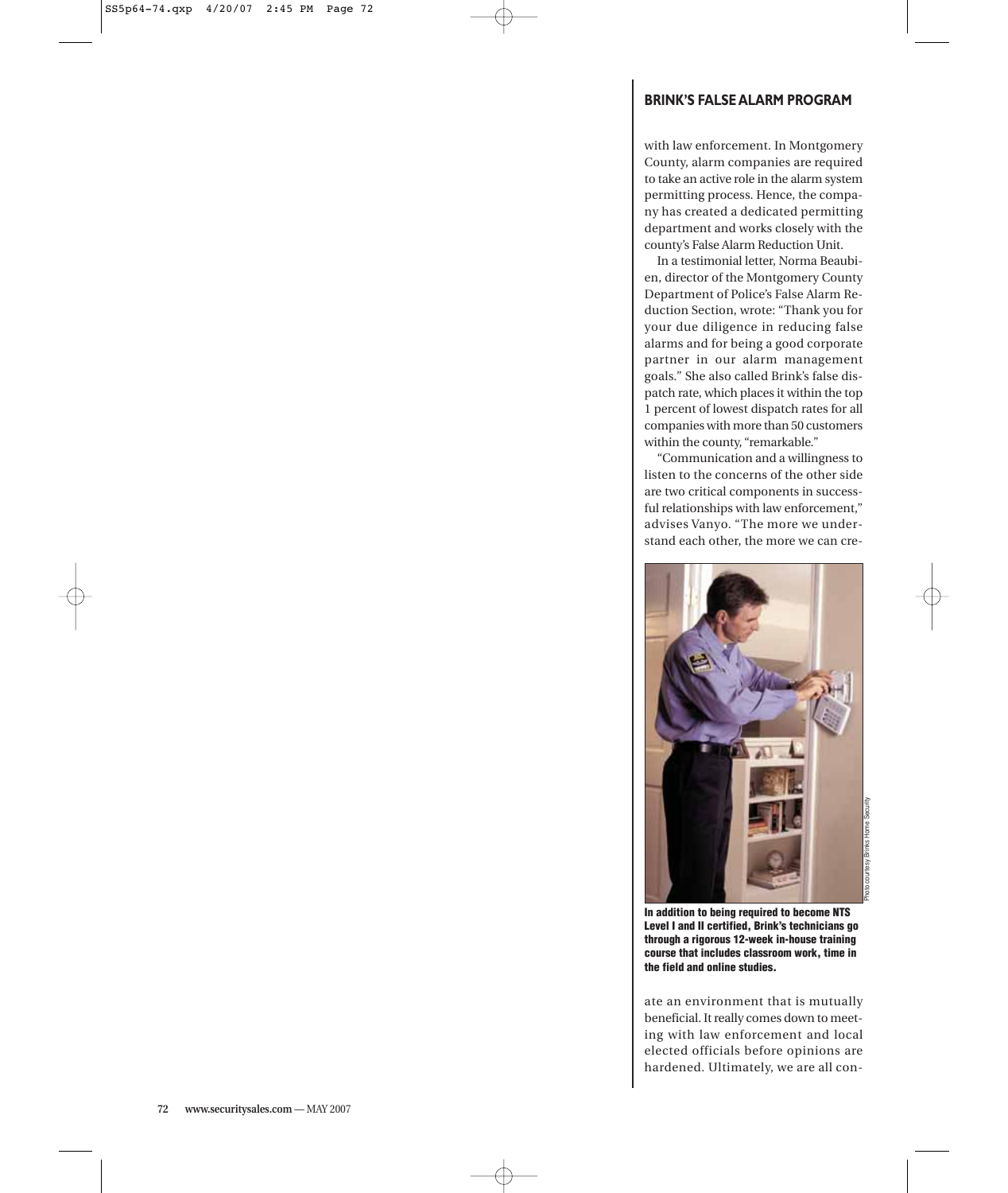## BRINK'S FALSE ALARM PROGRAM

with law enforcement. In Montgomery County, alarm companies are required to take an active role in the alarm system permitting process. Hence, the company has created a dedicated permitting department and works closely with the county's False Alarm Reduction Unit.

In a testimonial letter, Norma Beaubien, director of the Montgomery County Department of Police's False Alarm Reduction Section, wrote: "Thank you for your due diligence in reducing false alarms and for being a good corporate partner in our alarm management goals." She also called Brink's false dispatch rate, which places it within the top 1 percent of lowest dispatch rates for all companies with more than 50 customers within the county, "remarkable."

"Communication and a willingness to listen to the concerns of the other side are two critical components in successful relationships with law enforcement," advises Vanyo. "The more we understand each other, the more we can create an environment that is mutually beneficial. It really comes down to meeting with law enforcement and local elected officials before opinions are hardened. Ultimately, we are all con-

Photo courtesy Brinks Home Security

**In addition to being required to become NTS Level I and II certified, Brink's technicians go through a rigorous 12-week in-house training course that includes classroom work, time in the field and online studies.**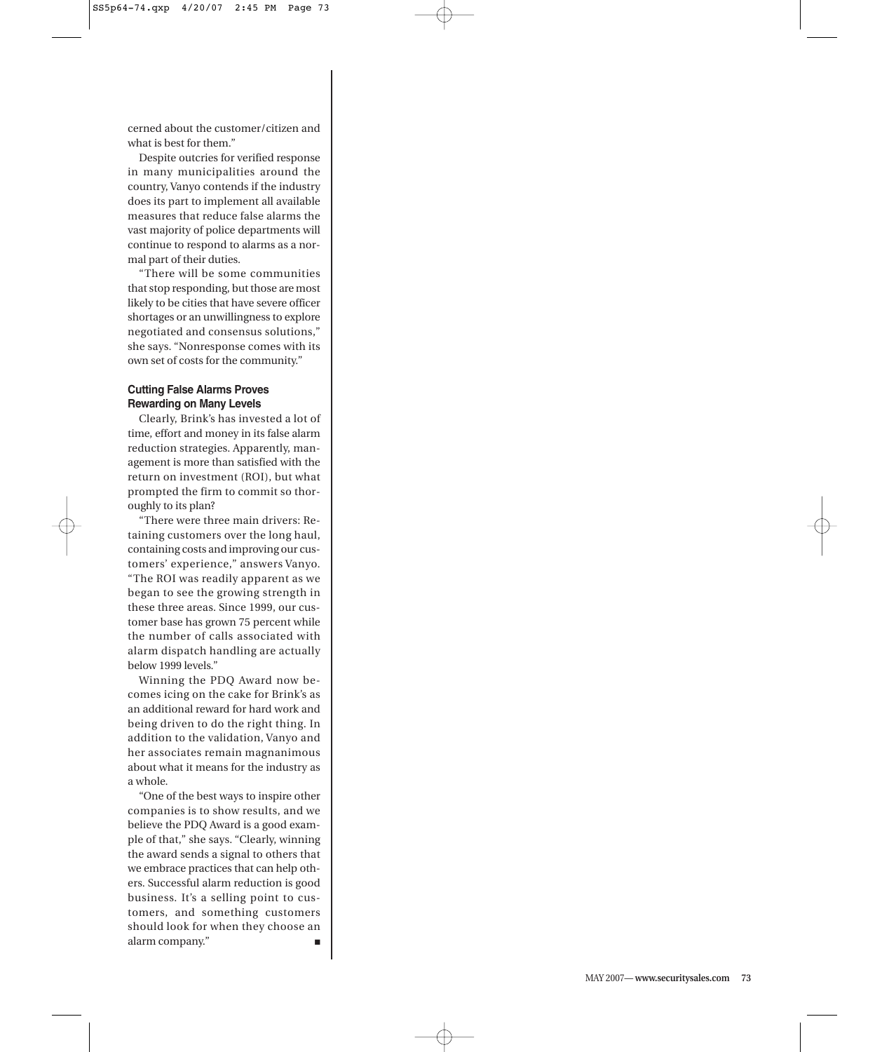cerned about the customer/citizen and what is best for them."

Despite outcries for verified response in many municipalities around the country, Vanyo contends if the industry does its part to implement all available measures that reduce false alarms the vast majority of police departments will continue to respond to alarms as a normal part of their duties.

"There will be some communities that stop responding, but those are most likely to be cities that have severe officer shortages or an unwillingness to explore negotiated and consensus solutions," she says. "Nonresponse comes with its own set of costs for the community."

### Cutting False Alarms Proves Rewarding on Many Levels

Clearly, Brink's has invested a lot of time, effort and money in its false alarm reduction strategies. Apparently, management is more than satisfied with the return on investment (ROI), but what prompted the firm to commit so thoroughly to its plan?

"There were three main drivers: Retaining customers over the long haul, containing costs and improving our customers' experience," answers Vanyo. "The ROI was readily apparent as we began to see the growing strength in these three areas. Since 1999, our customer base has grown 75 percent while the number of calls associated with alarm dispatch handling are actually below 1999 levels."

Winning the PDQ Award now becomes icing on the cake for Brink's as an additional reward for hard work and being driven to do the right thing. In addition to the validation, Vanyo and her associates remain magnanimous about what it means for the industry as a whole.

"One of the best ways to inspire other companies is to show results, and we believe the PDQ Award is a good example of that," she says. "Clearly, winning the award sends a signal to others that we embrace practices that can help others. Successful alarm reduction is good business. It's a selling point to customers, and something customers should look for when they choose an alarm company." ■